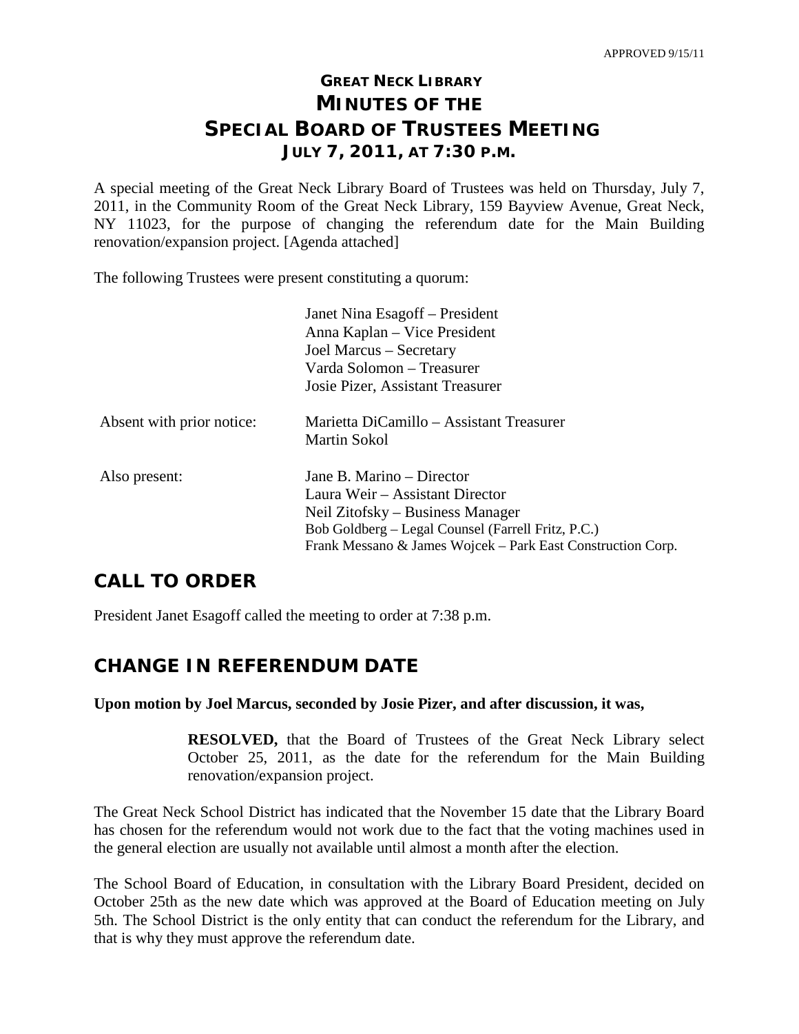APPROVED 9/15/11

# GREAT NECK LIBRARY
# MINUTES OF THE
# SPECIAL BOARD OF TRUSTEES MEETING
## JULY 7, 2011, AT 7:30 P.M.

A special meeting of the Great Neck Library Board of Trustees was held on Thursday, July 7, 2011, in the Community Room of the Great Neck Library, 159 Bayview Avenue, Great Neck, NY 11023, for the purpose of changing the referendum date for the Main Building renovation/expansion project. [Agenda attached]

The following Trustees were present constituting a quorum:

Janet Nina Esagoff – President
Anna Kaplan – Vice President
Joel Marcus – Secretary
Varda Solomon – Treasurer
Josie Pizer, Assistant Treasurer

Absent with prior notice:
Marietta DiCamillo – Assistant Treasurer
Martin Sokol

Also present:
Jane B. Marino – Director
Laura Weir – Assistant Director
Neil Zitofsky – Business Manager
Bob Goldberg – Legal Counsel (Farrell Fritz, P.C.)
Frank Messano & James Wojcek – Park East Construction Corp.

## CALL TO ORDER

President Janet Esagoff called the meeting to order at 7:38 p.m.

## CHANGE IN REFERENDUM DATE

**Upon motion by Joel Marcus, seconded by Josie Pizer, and after discussion, it was,**

> **RESOLVED,** that the Board of Trustees of the Great Neck Library select October 25, 2011, as the date for the referendum for the Main Building renovation/expansion project.

The Great Neck School District has indicated that the November 15 date that the Library Board has chosen for the referendum would not work due to the fact that the voting machines used in the general election are usually not available until almost a month after the election.

The School Board of Education, in consultation with the Library Board President, decided on October 25th as the new date which was approved at the Board of Education meeting on July 5th. The School District is the only entity that can conduct the referendum for the Library, and that is why they must approve the referendum date.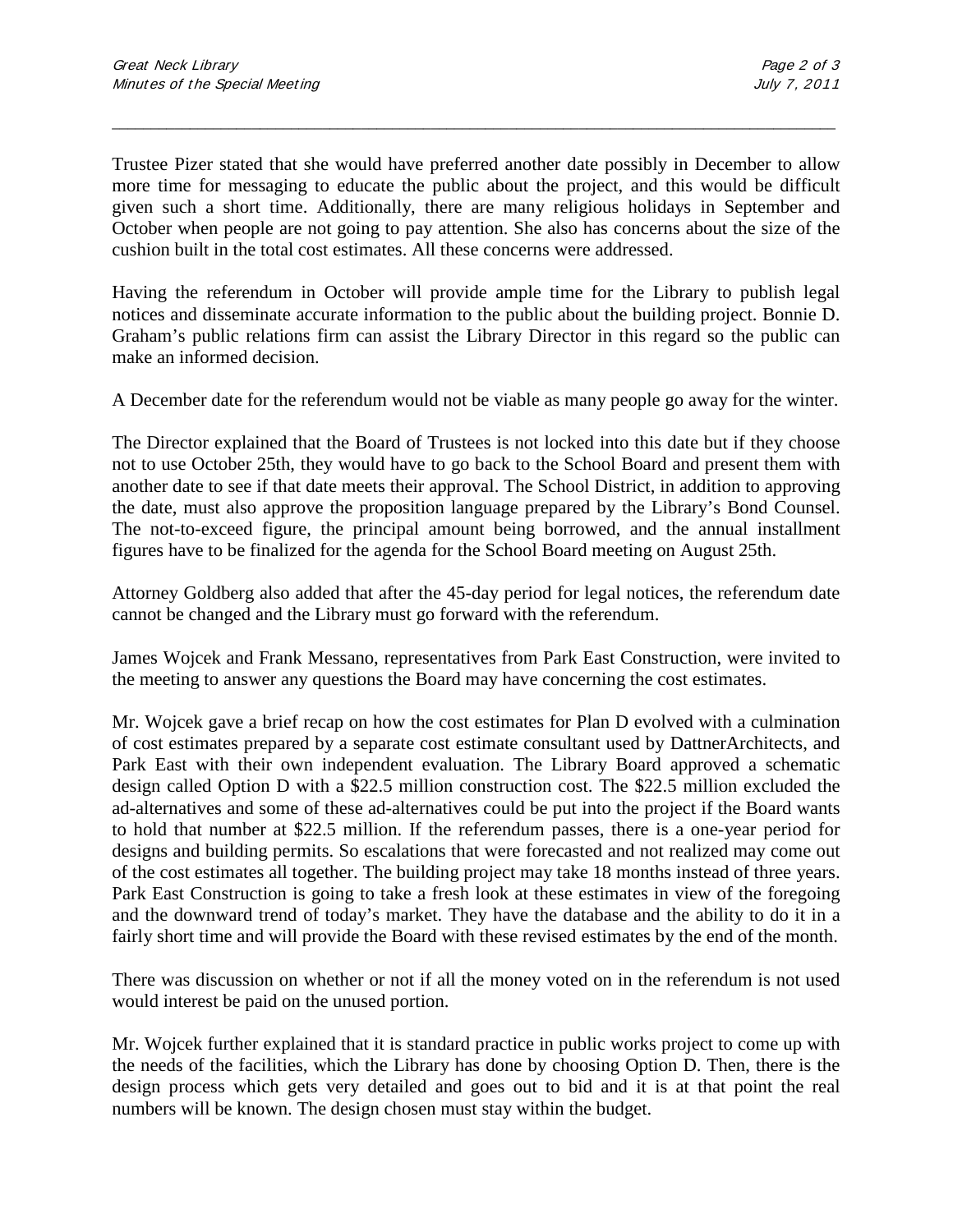Trustee Pizer stated that she would have preferred another date possibly in December to allow more time for messaging to educate the public about the project, and this would be difficult given such a short time. Additionally, there are many religious holidays in September and October when people are not going to pay attention. She also has concerns about the size of the cushion built in the total cost estimates. All these concerns were addressed.

Having the referendum in October will provide ample time for the Library to publish legal notices and disseminate accurate information to the public about the building project. Bonnie D. Graham's public relations firm can assist the Library Director in this regard so the public can make an informed decision.

A December date for the referendum would not be viable as many people go away for the winter.

The Director explained that the Board of Trustees is not locked into this date but if they choose not to use October 25th, they would have to go back to the School Board and present them with another date to see if that date meets their approval. The School District, in addition to approving the date, must also approve the proposition language prepared by the Library's Bond Counsel. The not-to-exceed figure, the principal amount being borrowed, and the annual installment figures have to be finalized for the agenda for the School Board meeting on August 25th.

Attorney Goldberg also added that after the 45-day period for legal notices, the referendum date cannot be changed and the Library must go forward with the referendum.

James Wojcek and Frank Messano, representatives from Park East Construction, were invited to the meeting to answer any questions the Board may have concerning the cost estimates.

Mr. Wojcek gave a brief recap on how the cost estimates for Plan D evolved with a culmination of cost estimates prepared by a separate cost estimate consultant used by DattnerArchitects, and Park East with their own independent evaluation. The Library Board approved a schematic design called Option D with a $22.5 million construction cost. The $22.5 million excluded the ad-alternatives and some of these ad-alternatives could be put into the project if the Board wants to hold that number at $22.5 million. If the referendum passes, there is a one-year period for designs and building permits. So escalations that were forecasted and not realized may come out of the cost estimates all together. The building project may take 18 months instead of three years. Park East Construction is going to take a fresh look at these estimates in view of the foregoing and the downward trend of today's market. They have the database and the ability to do it in a fairly short time and will provide the Board with these revised estimates by the end of the month.

There was discussion on whether or not if all the money voted on in the referendum is not used would interest be paid on the unused portion.

Mr. Wojcek further explained that it is standard practice in public works project to come up with the needs of the facilities, which the Library has done by choosing Option D. Then, there is the design process which gets very detailed and goes out to bid and it is at that point the real numbers will be known. The design chosen must stay within the budget.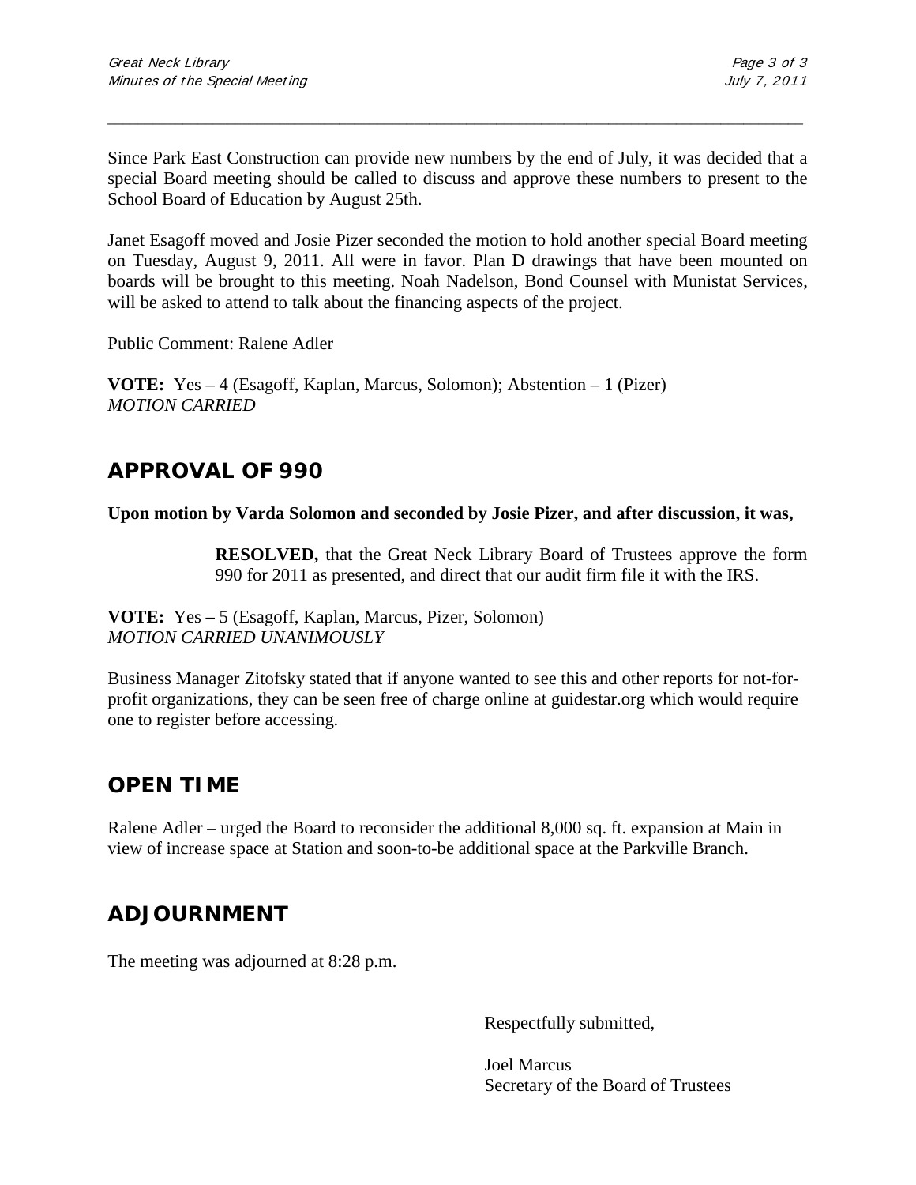Since Park East Construction can provide new numbers by the end of July, it was decided that a special Board meeting should be called to discuss and approve these numbers to present to the School Board of Education by August 25th.

Janet Esagoff moved and Josie Pizer seconded the motion to hold another special Board meeting on Tuesday, August 9, 2011. All were in favor. Plan D drawings that have been mounted on boards will be brought to this meeting. Noah Nadelson, Bond Counsel with Munistat Services, will be asked to attend to talk about the financing aspects of the project.

Public Comment: Ralene Adler

**VOTE:** Yes – 4 (Esagoff, Kaplan, Marcus, Solomon); Abstention – 1 (Pizer)
*MOTION CARRIED*

## APPROVAL OF 990

**Upon motion by Varda Solomon and seconded by Josie Pizer, and after discussion, it was,**

> **RESOLVED,** that the Great Neck Library Board of Trustees approve the form 990 for 2011 as presented, and direct that our audit firm file it with the IRS.

**VOTE:** Yes **–** 5 (Esagoff, Kaplan, Marcus, Pizer, Solomon)
*MOTION CARRIED UNANIMOUSLY*

Business Manager Zitofsky stated that if anyone wanted to see this and other reports for not-for-profit organizations, they can be seen free of charge online at guidestar.org which would require one to register before accessing.

## OPEN TIME

Ralene Adler – urged the Board to reconsider the additional 8,000 sq. ft. expansion at Main in view of increase space at Station and soon-to-be additional space at the Parkville Branch.

## ADJOURNMENT

The meeting was adjourned at 8:28 p.m.

Respectfully submitted,

Joel Marcus
Secretary of the Board of Trustees